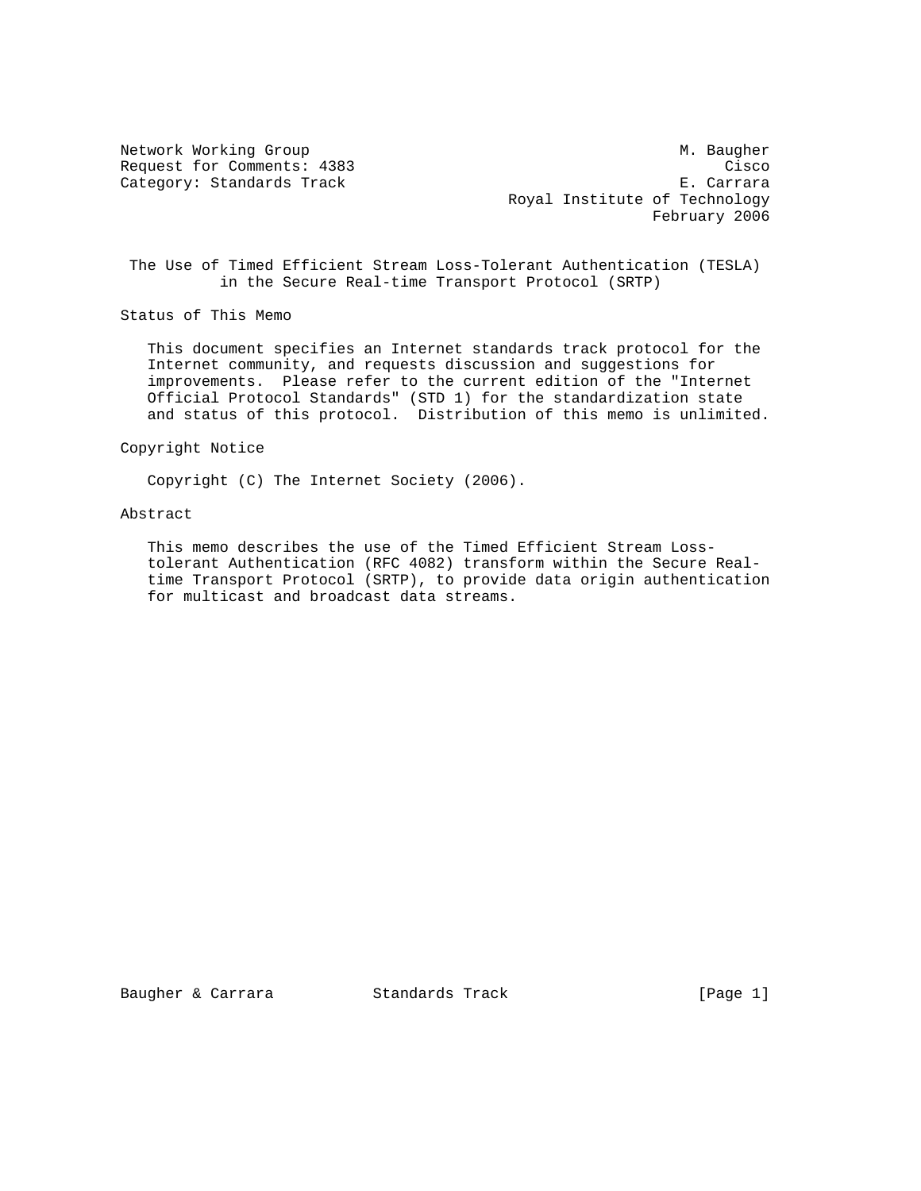Network Working Group M. Baugher
Request for Comments: 4383 Cisco
Category: Standards Track E. Carrara
Royal Institute of Technology
February 2006

# The Use of Timed Efficient Stream Loss-Tolerant Authentication (TESLA) in the Secure Real-time Transport Protocol (SRTP)

## Status of This Memo

This document specifies an Internet standards track protocol for the Internet community, and requests discussion and suggestions for improvements. Please refer to the current edition of the "Internet Official Protocol Standards" (STD 1) for the standardization state and status of this protocol. Distribution of this memo is unlimited.

## Copyright Notice

Copyright (C) The Internet Society (2006).

## Abstract

This memo describes the use of the Timed Efficient Stream Loss-tolerant Authentication (RFC 4082) transform within the Secure Real-time Transport Protocol (SRTP), to provide data origin authentication for multicast and broadcast data streams.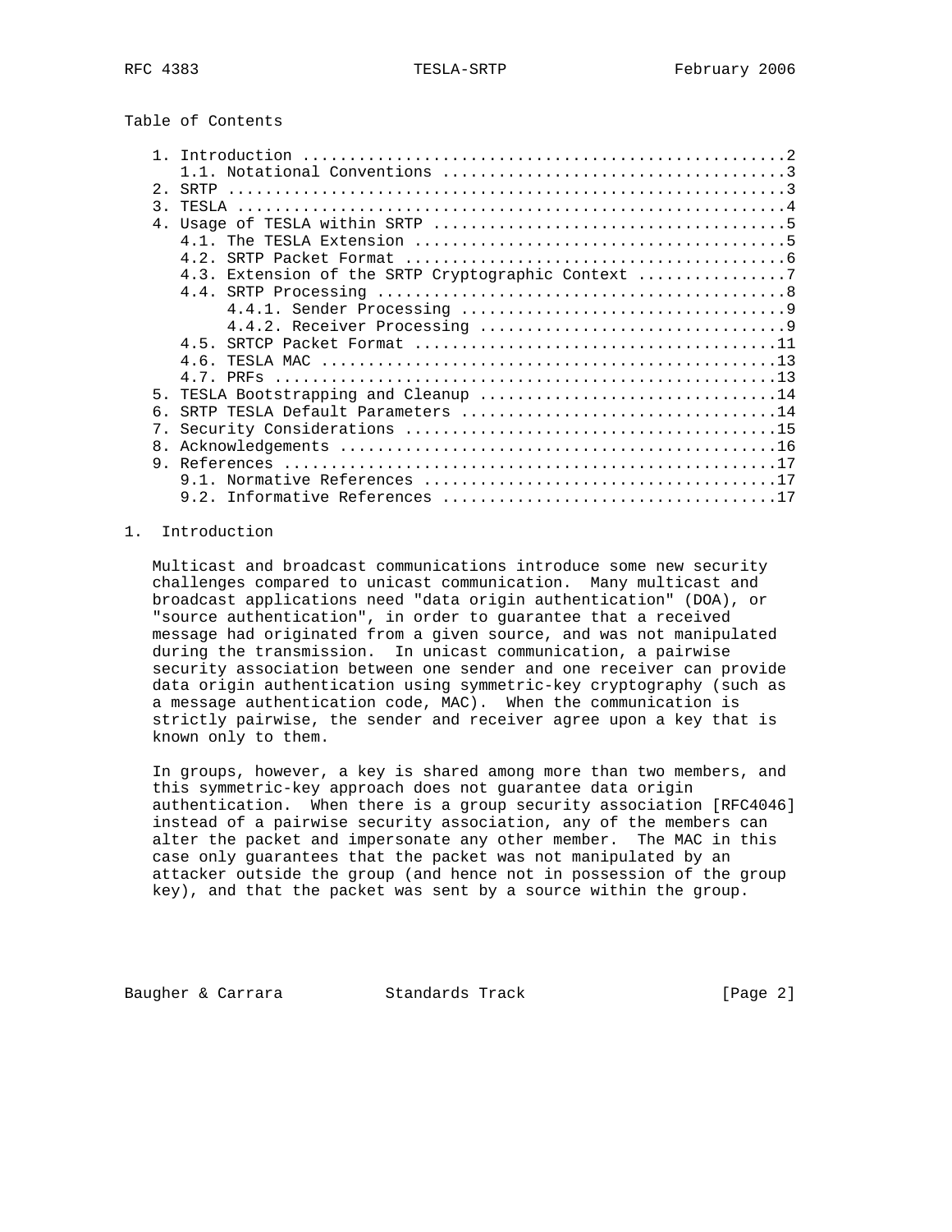Table of Contents

```
   1. Introduction ....................................................2
      1.1. Notational Conventions .....................................3
   2. SRTP ............................................................3
   3. TESLA ...........................................................4
   4. Usage of TESLA within SRTP ......................................5
      4.1. The TESLA Extension ........................................5
      4.2. SRTP Packet Format .........................................6
      4.3. Extension of the SRTP Cryptographic Context ................7
      4.4. SRTP Processing ............................................8
           4.4.1. Sender Processing ...................................9
           4.4.2. Receiver Processing .................................9
      4.5. SRTCP Packet Format .......................................11
      4.6. TESLA MAC .................................................13
      4.7. PRFs ......................................................13
   5. TESLA Bootstrapping and Cleanup ................................14
   6. SRTP TESLA Default Parameters ..................................14
   7. Security Considerations ........................................15
   8. Acknowledgements ...............................................16
   9. References .....................................................17
      9.1. Normative References ......................................17
      9.2. Informative References ....................................17
```

# 1. Introduction

Multicast and broadcast communications introduce some new security challenges compared to unicast communication. Many multicast and broadcast applications need "data origin authentication" (DOA), or "source authentication", in order to guarantee that a received message had originated from a given source, and was not manipulated during the transmission. In unicast communication, a pairwise security association between one sender and one receiver can provide data origin authentication using symmetric-key cryptography (such as a message authentication code, MAC). When the communication is strictly pairwise, the sender and receiver agree upon a key that is known only to them.

In groups, however, a key is shared among more than two members, and this symmetric-key approach does not guarantee data origin authentication. When there is a group security association [RFC4046] instead of a pairwise security association, any of the members can alter the packet and impersonate any other member. The MAC in this case only guarantees that the packet was not manipulated by an attacker outside the group (and hence not in possession of the group key), and that the packet was sent by a source within the group.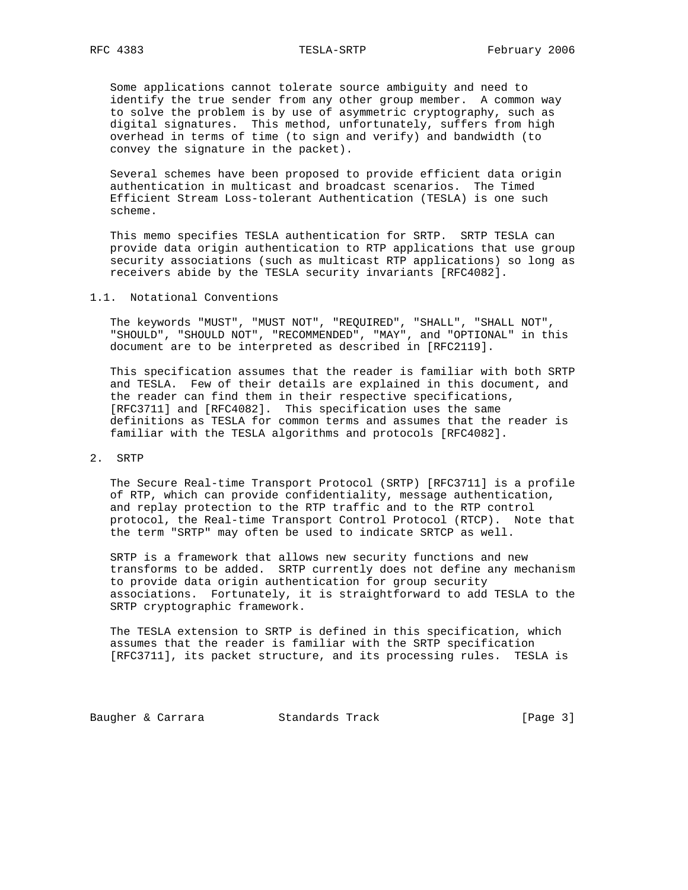Some applications cannot tolerate source ambiguity and need to identify the true sender from any other group member. A common way to solve the problem is by use of asymmetric cryptography, such as digital signatures. This method, unfortunately, suffers from high overhead in terms of time (to sign and verify) and bandwidth (to convey the signature in the packet).

Several schemes have been proposed to provide efficient data origin authentication in multicast and broadcast scenarios. The Timed Efficient Stream Loss-tolerant Authentication (TESLA) is one such scheme.

This memo specifies TESLA authentication for SRTP. SRTP TESLA can provide data origin authentication to RTP applications that use group security associations (such as multicast RTP applications) so long as receivers abide by the TESLA security invariants [RFC4082].

### 1.1. Notational Conventions

The keywords "MUST", "MUST NOT", "REQUIRED", "SHALL", "SHALL NOT", "SHOULD", "SHOULD NOT", "RECOMMENDED", "MAY", and "OPTIONAL" in this document are to be interpreted as described in [RFC2119].

This specification assumes that the reader is familiar with both SRTP and TESLA. Few of their details are explained in this document, and the reader can find them in their respective specifications, [RFC3711] and [RFC4082]. This specification uses the same definitions as TESLA for common terms and assumes that the reader is familiar with the TESLA algorithms and protocols [RFC4082].

## 2. SRTP

The Secure Real-time Transport Protocol (SRTP) [RFC3711] is a profile of RTP, which can provide confidentiality, message authentication, and replay protection to the RTP traffic and to the RTP control protocol, the Real-time Transport Control Protocol (RTCP). Note that the term "SRTP" may often be used to indicate SRTCP as well.

SRTP is a framework that allows new security functions and new transforms to be added. SRTP currently does not define any mechanism to provide data origin authentication for group security associations. Fortunately, it is straightforward to add TESLA to the SRTP cryptographic framework.

The TESLA extension to SRTP is defined in this specification, which assumes that the reader is familiar with the SRTP specification [RFC3711], its packet structure, and its processing rules. TESLA is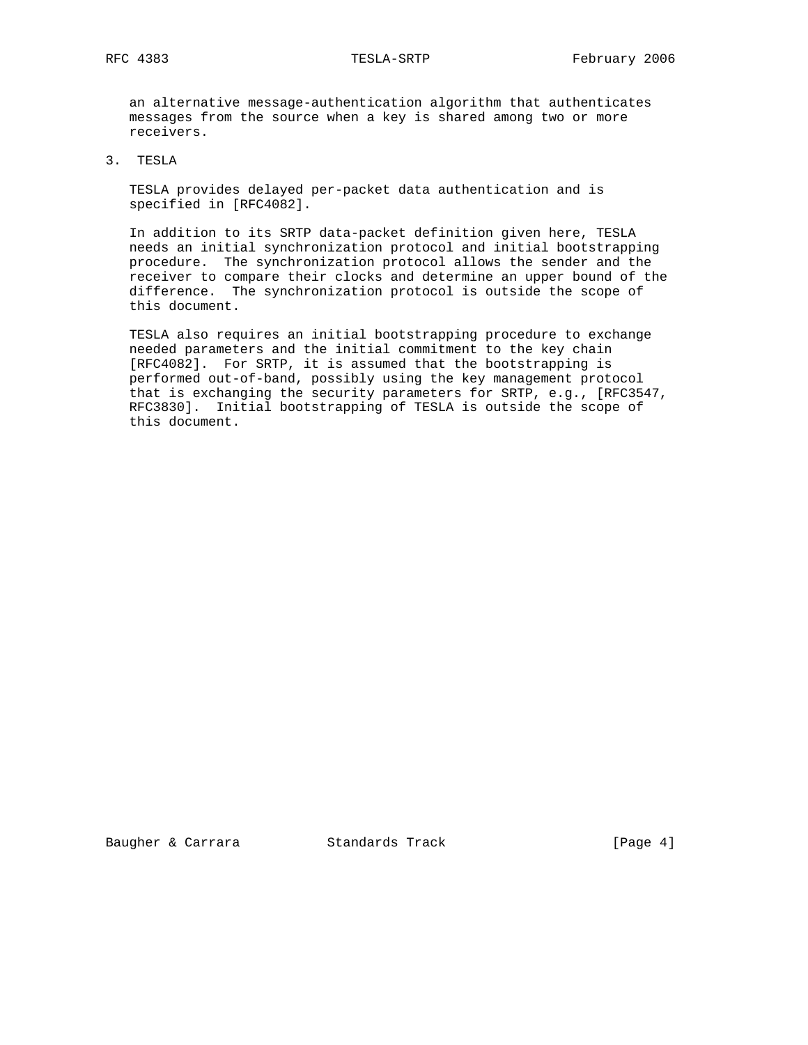an alternative message-authentication algorithm that authenticates messages from the source when a key is shared among two or more receivers.

## 3. TESLA

TESLA provides delayed per-packet data authentication and is specified in [RFC4082].

In addition to its SRTP data-packet definition given here, TESLA needs an initial synchronization protocol and initial bootstrapping procedure. The synchronization protocol allows the sender and the receiver to compare their clocks and determine an upper bound of the difference. The synchronization protocol is outside the scope of this document.

TESLA also requires an initial bootstrapping procedure to exchange needed parameters and the initial commitment to the key chain [RFC4082]. For SRTP, it is assumed that the bootstrapping is performed out-of-band, possibly using the key management protocol that is exchanging the security parameters for SRTP, e.g., [RFC3547, RFC3830]. Initial bootstrapping of TESLA is outside the scope of this document.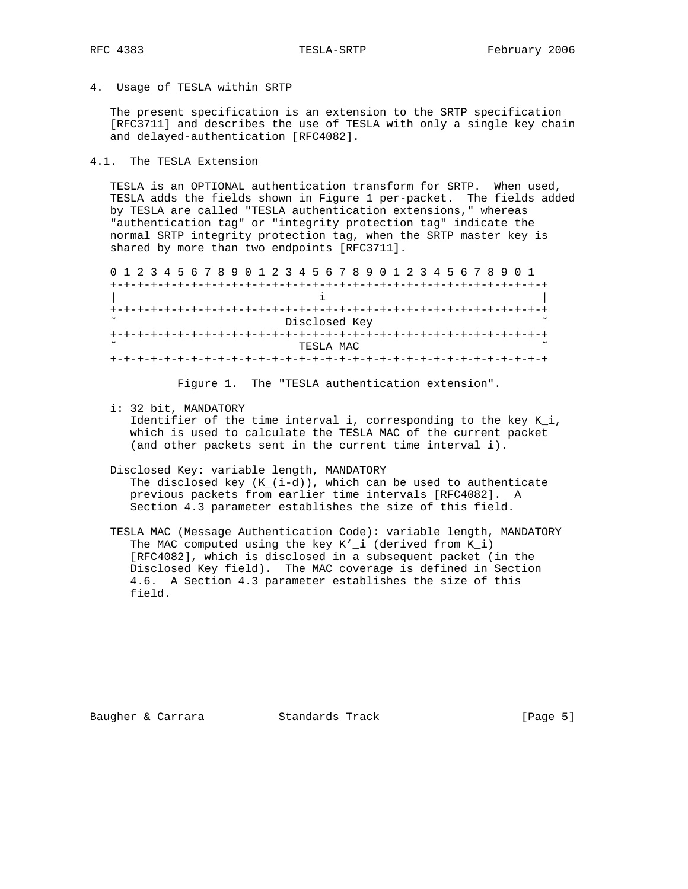## 4. Usage of TESLA within SRTP

The present specification is an extension to the SRTP specification [RFC3711] and describes the use of TESLA with only a single key chain and delayed-authentication [RFC4082].

### 4.1. The TESLA Extension

TESLA is an OPTIONAL authentication transform for SRTP. When used, TESLA adds the fields shown in Figure 1 per-packet. The fields added by TESLA are called "TESLA authentication extensions," whereas "authentication tag" or "integrity protection tag" indicate the normal SRTP integrity protection tag, when the SRTP master key is shared by more than two endpoints [RFC3711].

```
 0 1 2 3 4 5 6 7 8 9 0 1 2 3 4 5 6 7 8 9 0 1 2 3 4 5 6 7 8 9 0 1
+-+-+-+-+-+-+-+-+-+-+-+-+-+-+-+-+-+-+-+-+-+-+-+-+-+-+-+-+-+-+-+-+
|                               i                               |
+-+-+-+-+-+-+-+-+-+-+-+-+-+-+-+-+-+-+-+-+-+-+-+-+-+-+-+-+-+-+-+-+
~                         Disclosed Key                         ~
+-+-+-+-+-+-+-+-+-+-+-+-+-+-+-+-+-+-+-+-+-+-+-+-+-+-+-+-+-+-+-+-+
~                           TESLA MAC                           ~
+-+-+-+-+-+-+-+-+-+-+-+-+-+-+-+-+-+-+-+-+-+-+-+-+-+-+-+-+-+-+-+-+
```

Figure 1. The "TESLA authentication extension".

i: 32 bit, MANDATORY
   Identifier of the time interval i, corresponding to the key $K_i$, which is used to calculate the TESLA MAC of the current packet (and other packets sent in the current time interval i).

Disclosed Key: variable length, MANDATORY
   The disclosed key ($K_{(i-d)}$), which can be used to authenticate previous packets from earlier time intervals [RFC4082]. A Section 4.3 parameter establishes the size of this field.

TESLA MAC (Message Authentication Code): variable length, MANDATORY
   The MAC computed using the key $K'_i$ (derived from $K_i$) [RFC4082], which is disclosed in a subsequent packet (in the Disclosed Key field). The MAC coverage is defined in Section 4.6. A Section 4.3 parameter establishes the size of this field.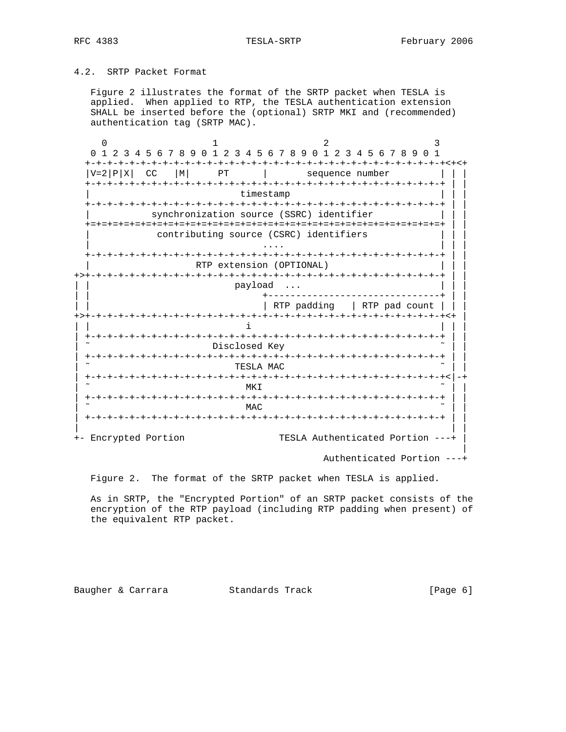## 4.2. SRTP Packet Format

Figure 2 illustrates the format of the SRTP packet when TESLA is applied. When applied to RTP, the TESLA authentication extension SHALL be inserted before the (optional) SRTP MKI and (recommended) authentication tag (SRTP MAC).

```
     0                   1                   2                   3
     0 1 2 3 4 5 6 7 8 9 0 1 2 3 4 5 6 7 8 9 0 1 2 3 4 5 6 7 8 9 0 1
    +-+-+-+-+-+-+-+-+-+-+-+-+-+-+-+-+-+-+-+-+-+-+-+-+-+-+-+-+-+-+-+-+<+<+
    |V=2|P|X|  CC   |M|     PT      |       sequence number         | | |
    +-+-+-+-+-+-+-+-+-+-+-+-+-+-+-+-+-+-+-+-+-+-+-+-+-+-+-+-+-+-+-+-+ | |
    |                           timestamp                           | | |
    +-+-+-+-+-+-+-+-+-+-+-+-+-+-+-+-+-+-+-+-+-+-+-+-+-+-+-+-+-+-+-+-+ | |
    |           synchronization source (SSRC) identifier            | | |
    +=+=+=+=+=+=+=+=+=+=+=+=+=+=+=+=+=+=+=+=+=+=+=+=+=+=+=+=+=+=+=+=+ | |
    |            contributing source (CSRC) identifiers             | | |
    |                               ....                            | | |
    +-+-+-+-+-+-+-+-+-+-+-+-+-+-+-+-+-+-+-+-+-+-+-+-+-+-+-+-+-+-+-+-+ | |
    |                   RTP extension (OPTIONAL)                    | | |
  +>+-+-+-+-+-+-+-+-+-+-+-+-+-+-+-+-+-+-+-+-+-+-+-+-+-+-+-+-+-+-+-+-+ | |
  | |                          payload  ...                         | | |
  | |                               +-------------------------------+ | |
  | |                               | RTP padding   | RTP pad count | | |
  +>+-+-+-+-+-+-+-+-+-+-+-+-+-+-+-+-+-+-+-+-+-+-+-+-+-+-+-+-+-+-+-+-+<+ |
  | |                               i                               | | |
  | +-+-+-+-+-+-+-+-+-+-+-+-+-+-+-+-+-+-+-+-+-+-+-+-+-+-+-+-+-+-+-+-+ | |
  | ~                         Disclosed Key                         ~ | |
  | +-+-+-+-+-+-+-+-+-+-+-+-+-+-+-+-+-+-+-+-+-+-+-+-+-+-+-+-+-+-+-+-+ | |
  | ~                           TESLA MAC                           ~ | |
  | +-+-+-+-+-+-+-+-+-+-+-+-+-+-+-+-+-+-+-+-+-+-+-+-+-+-+-+-+-+-+-+-+<|-+
  | ~                              MKI                              ~ | |
  | +-+-+-+-+-+-+-+-+-+-+-+-+-+-+-+-+-+-+-+-+-+-+-+-+-+-+-+-+-+-+-+-+ | |
  | ~                              MAC                              ~ | |
  | +-+-+-+-+-+-+-+-+-+-+-+-+-+-+-+-+-+-+-+-+-+-+-+-+-+-+-+-+-+-+-+-+ | |
  |                                                                   | |
  +- Encrypted Portion                TESLA Authenticated Portion ---+ |
                                                                       |
                                              Authenticated Portion ---+
```

Figure 2. The format of the SRTP packet when TESLA is applied.

As in SRTP, the "Encrypted Portion" of an SRTP packet consists of the encryption of the RTP payload (including RTP padding when present) of the equivalent RTP packet.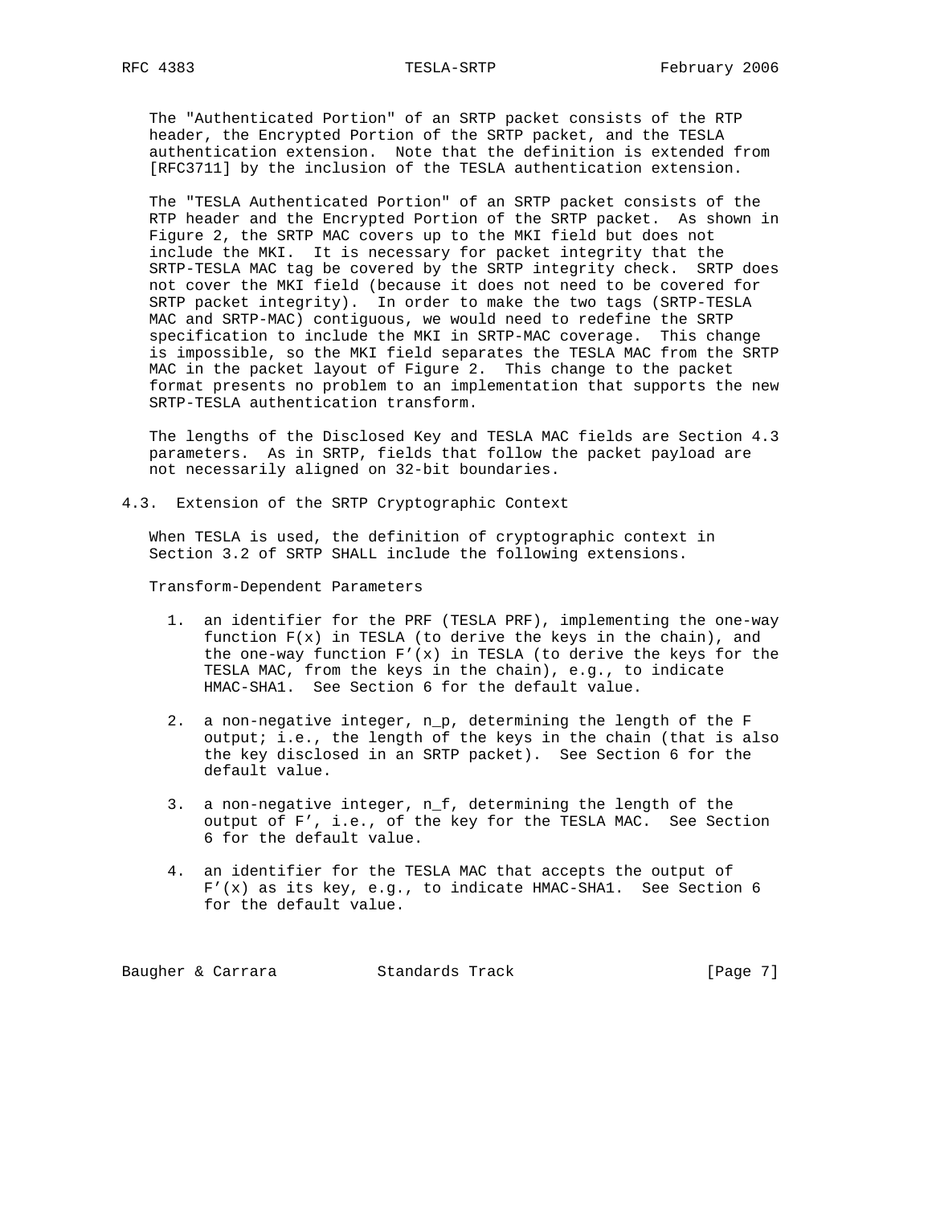The "Authenticated Portion" of an SRTP packet consists of the RTP header, the Encrypted Portion of the SRTP packet, and the TESLA authentication extension. Note that the definition is extended from [RFC3711] by the inclusion of the TESLA authentication extension.

The "TESLA Authenticated Portion" of an SRTP packet consists of the RTP header and the Encrypted Portion of the SRTP packet. As shown in Figure 2, the SRTP MAC covers up to the MKI field but does not include the MKI. It is necessary for packet integrity that the SRTP-TESLA MAC tag be covered by the SRTP integrity check. SRTP does not cover the MKI field (because it does not need to be covered for SRTP packet integrity). In order to make the two tags (SRTP-TESLA MAC and SRTP-MAC) contiguous, we would need to redefine the SRTP specification to include the MKI in SRTP-MAC coverage. This change is impossible, so the MKI field separates the TESLA MAC from the SRTP MAC in the packet layout of Figure 2. This change to the packet format presents no problem to an implementation that supports the new SRTP-TESLA authentication transform.

The lengths of the Disclosed Key and TESLA MAC fields are Section 4.3 parameters. As in SRTP, fields that follow the packet payload are not necessarily aligned on 32-bit boundaries.

## 4.3. Extension of the SRTP Cryptographic Context

When TESLA is used, the definition of cryptographic context in Section 3.2 of SRTP SHALL include the following extensions.

Transform-Dependent Parameters

1. an identifier for the PRF (TESLA PRF), implementing the one-way function $F(x)$ in TESLA (to derive the keys in the chain), and the one-way function $F'(x)$ in TESLA (to derive the keys for the TESLA MAC, from the keys in the chain), e.g., to indicate HMAC-SHA1. See Section 6 for the default value.

2. a non-negative integer, $n_p$, determining the length of the F output; i.e., the length of the keys in the chain (that is also the key disclosed in an SRTP packet). See Section 6 for the default value.

3. a non-negative integer, $n_f$, determining the length of the output of F', i.e., of the key for the TESLA MAC. See Section 6 for the default value.

4. an identifier for the TESLA MAC that accepts the output of $F'(x)$ as its key, e.g., to indicate HMAC-SHA1. See Section 6 for the default value.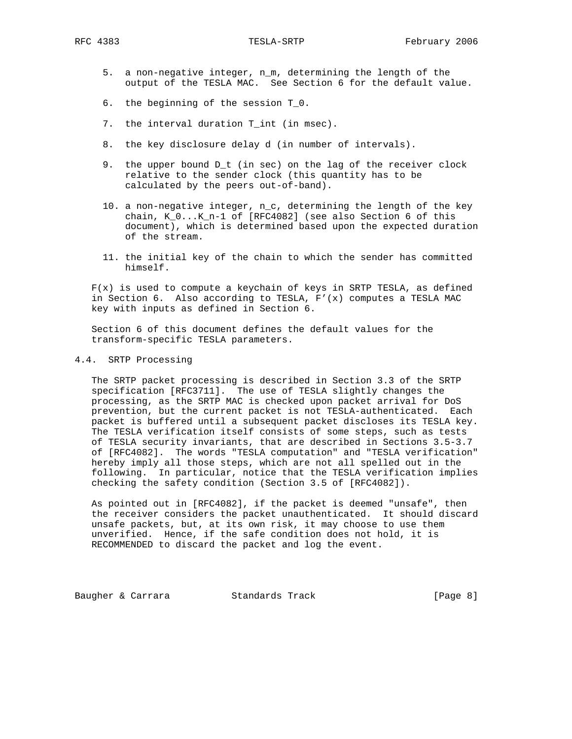5. a non-negative integer, $n_m$, determining the length of the output of the TESLA MAC. See Section 6 for the default value.

6. the beginning of the session $T_0$.

7. the interval duration $T_{int}$ (in msec).

8. the key disclosure delay d (in number of intervals).

9. the upper bound $D_t$ (in sec) on the lag of the receiver clock relative to the sender clock (this quantity has to be calculated by the peers out-of-band).

10. a non-negative integer, $n_c$, determining the length of the key chain, $K_0...K_{n-1}$ of [RFC4082] (see also Section 6 of this document), which is determined based upon the expected duration of the stream.

11. the initial key of the chain to which the sender has committed himself.

$F(x)$ is used to compute a keychain of keys in SRTP TESLA, as defined in Section 6. Also according to TESLA, $F'(x)$ computes a TESLA MAC key with inputs as defined in Section 6.

Section 6 of this document defines the default values for the transform-specific TESLA parameters.

### 4.4. SRTP Processing

The SRTP packet processing is described in Section 3.3 of the SRTP specification [RFC3711]. The use of TESLA slightly changes the processing, as the SRTP MAC is checked upon packet arrival for DoS prevention, but the current packet is not TESLA-authenticated. Each packet is buffered until a subsequent packet discloses its TESLA key. The TESLA verification itself consists of some steps, such as tests of TESLA security invariants, that are described in Sections 3.5-3.7 of [RFC4082]. The words "TESLA computation" and "TESLA verification" hereby imply all those steps, which are not all spelled out in the following. In particular, notice that the TESLA verification implies checking the safety condition (Section 3.5 of [RFC4082]).

As pointed out in [RFC4082], if the packet is deemed "unsafe", then the receiver considers the packet unauthenticated. It should discard unsafe packets, but, at its own risk, it may choose to use them unverified. Hence, if the safe condition does not hold, it is RECOMMENDED to discard the packet and log the event.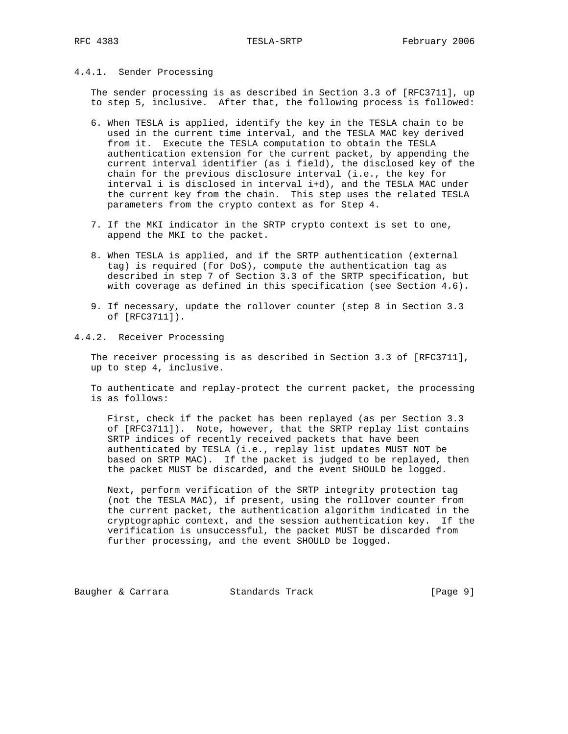#### 4.4.1. Sender Processing

The sender processing is as described in Section 3.3 of [RFC3711], up to step 5, inclusive. After that, the following process is followed:

6. When TESLA is applied, identify the key in the TESLA chain to be used in the current time interval, and the TESLA MAC key derived from it. Execute the TESLA computation to obtain the TESLA authentication extension for the current packet, by appending the current interval identifier (as i field), the disclosed key of the chain for the previous disclosure interval (i.e., the key for interval i is disclosed in interval i+d), and the TESLA MAC under the current key from the chain. This step uses the related TESLA parameters from the crypto context as for Step 4.

7. If the MKI indicator in the SRTP crypto context is set to one, append the MKI to the packet.

8. When TESLA is applied, and if the SRTP authentication (external tag) is required (for DoS), compute the authentication tag as described in step 7 of Section 3.3 of the SRTP specification, but with coverage as defined in this specification (see Section 4.6).

9. If necessary, update the rollover counter (step 8 in Section 3.3 of [RFC3711]).

#### 4.4.2. Receiver Processing

The receiver processing is as described in Section 3.3 of [RFC3711], up to step 4, inclusive.

To authenticate and replay-protect the current packet, the processing is as follows:

First, check if the packet has been replayed (as per Section 3.3 of [RFC3711]). Note, however, that the SRTP replay list contains SRTP indices of recently received packets that have been authenticated by TESLA (i.e., replay list updates MUST NOT be based on SRTP MAC). If the packet is judged to be replayed, then the packet MUST be discarded, and the event SHOULD be logged.

Next, perform verification of the SRTP integrity protection tag (not the TESLA MAC), if present, using the rollover counter from the current packet, the authentication algorithm indicated in the cryptographic context, and the session authentication key. If the verification is unsuccessful, the packet MUST be discarded from further processing, and the event SHOULD be logged.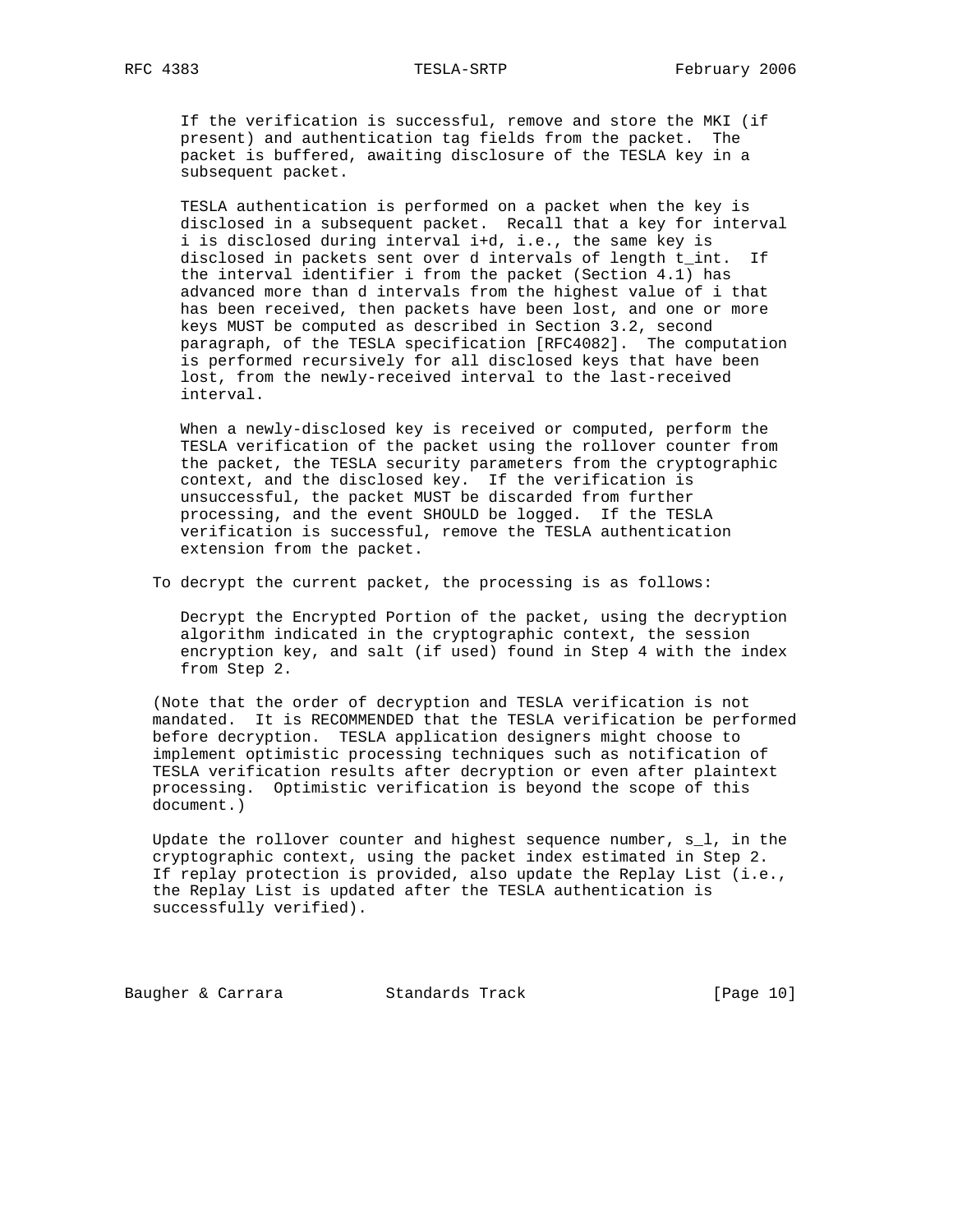If the verification is successful, remove and store the MKI (if present) and authentication tag fields from the packet. The packet is buffered, awaiting disclosure of the TESLA key in a subsequent packet.

TESLA authentication is performed on a packet when the key is disclosed in a subsequent packet. Recall that a key for interval $i$ is disclosed during interval $i+d$, i.e., the same key is disclosed in packets sent over $d$ intervals of length $t_{int}$. If the interval identifier $i$ from the packet (Section 4.1) has advanced more than $d$ intervals from the highest value of $i$ that has been received, then packets have been lost, and one or more keys MUST be computed as described in Section 3.2, second paragraph, of the TESLA specification [RFC4082]. The computation is performed recursively for all disclosed keys that have been lost, from the newly-received interval to the last-received interval.

When a newly-disclosed key is received or computed, perform the TESLA verification of the packet using the rollover counter from the packet, the TESLA security parameters from the cryptographic context, and the disclosed key. If the verification is unsuccessful, the packet MUST be discarded from further processing, and the event SHOULD be logged. If the TESLA verification is successful, remove the TESLA authentication extension from the packet.

To decrypt the current packet, the processing is as follows:

Decrypt the Encrypted Portion of the packet, using the decryption algorithm indicated in the cryptographic context, the session encryption key, and salt (if used) found in Step 4 with the index from Step 2.

(Note that the order of decryption and TESLA verification is not mandated. It is RECOMMENDED that the TESLA verification be performed before decryption. TESLA application designers might choose to implement optimistic processing techniques such as notification of TESLA verification results after decryption or even after plaintext processing. Optimistic verification is beyond the scope of this document.)

Update the rollover counter and highest sequence number, $s_l$, in the cryptographic context, using the packet index estimated in Step 2. If replay protection is provided, also update the Replay List (i.e., the Replay List is updated after the TESLA authentication is successfully verified).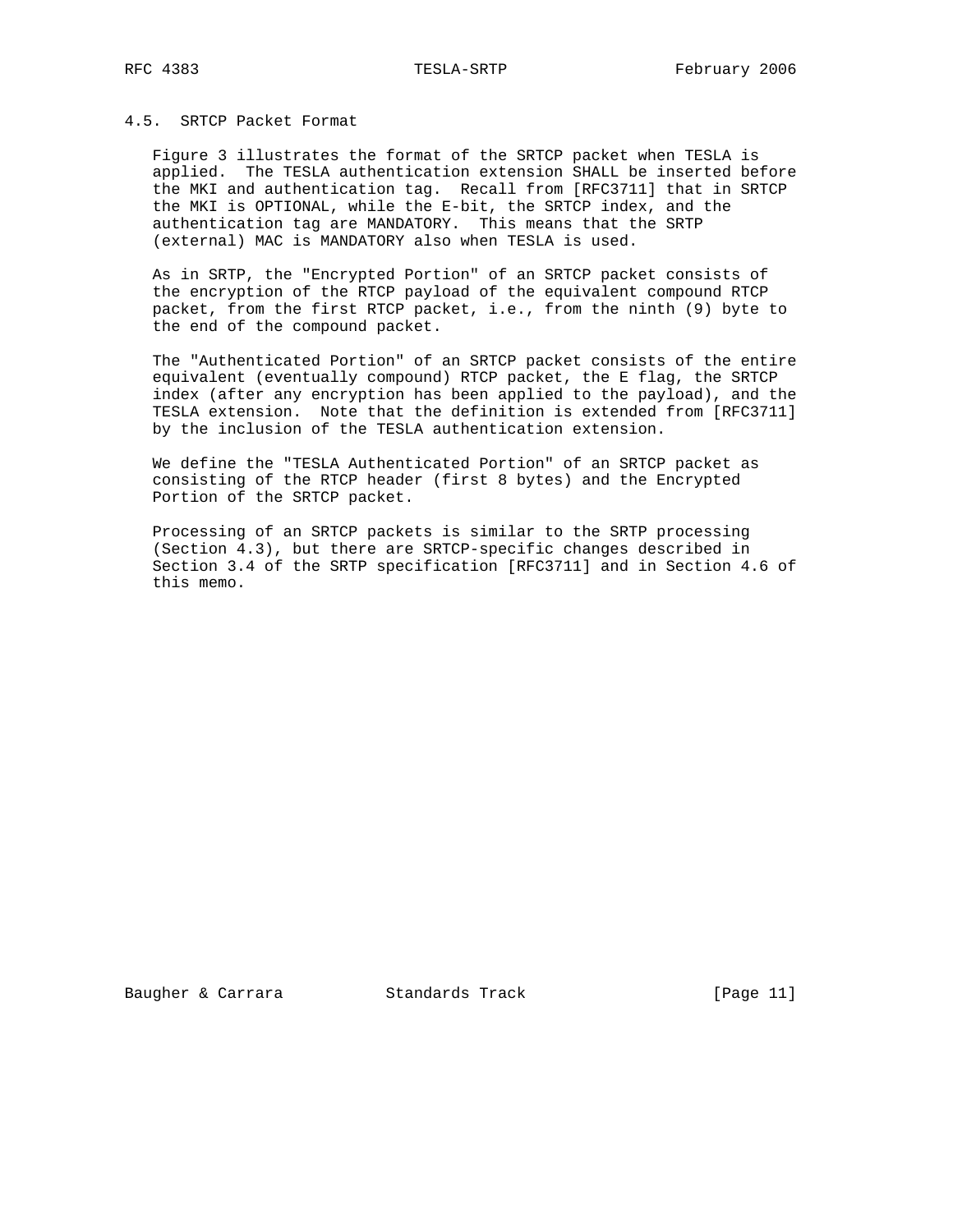### 4.5. SRTCP Packet Format

Figure 3 illustrates the format of the SRTCP packet when TESLA is applied. The TESLA authentication extension SHALL be inserted before the MKI and authentication tag. Recall from [RFC3711] that in SRTCP the MKI is OPTIONAL, while the E-bit, the SRTCP index, and the authentication tag are MANDATORY. This means that the SRTP (external) MAC is MANDATORY also when TESLA is used.

As in SRTP, the "Encrypted Portion" of an SRTCP packet consists of the encryption of the RTCP payload of the equivalent compound RTCP packet, from the first RTCP packet, i.e., from the ninth (9) byte to the end of the compound packet.

The "Authenticated Portion" of an SRTCP packet consists of the entire equivalent (eventually compound) RTCP packet, the E flag, the SRTCP index (after any encryption has been applied to the payload), and the TESLA extension. Note that the definition is extended from [RFC3711] by the inclusion of the TESLA authentication extension.

We define the "TESLA Authenticated Portion" of an SRTCP packet as consisting of the RTCP header (first 8 bytes) and the Encrypted Portion of the SRTCP packet.

Processing of an SRTCP packets is similar to the SRTP processing (Section 4.3), but there are SRTCP-specific changes described in Section 3.4 of the SRTP specification [RFC3711] and in Section 4.6 of this memo.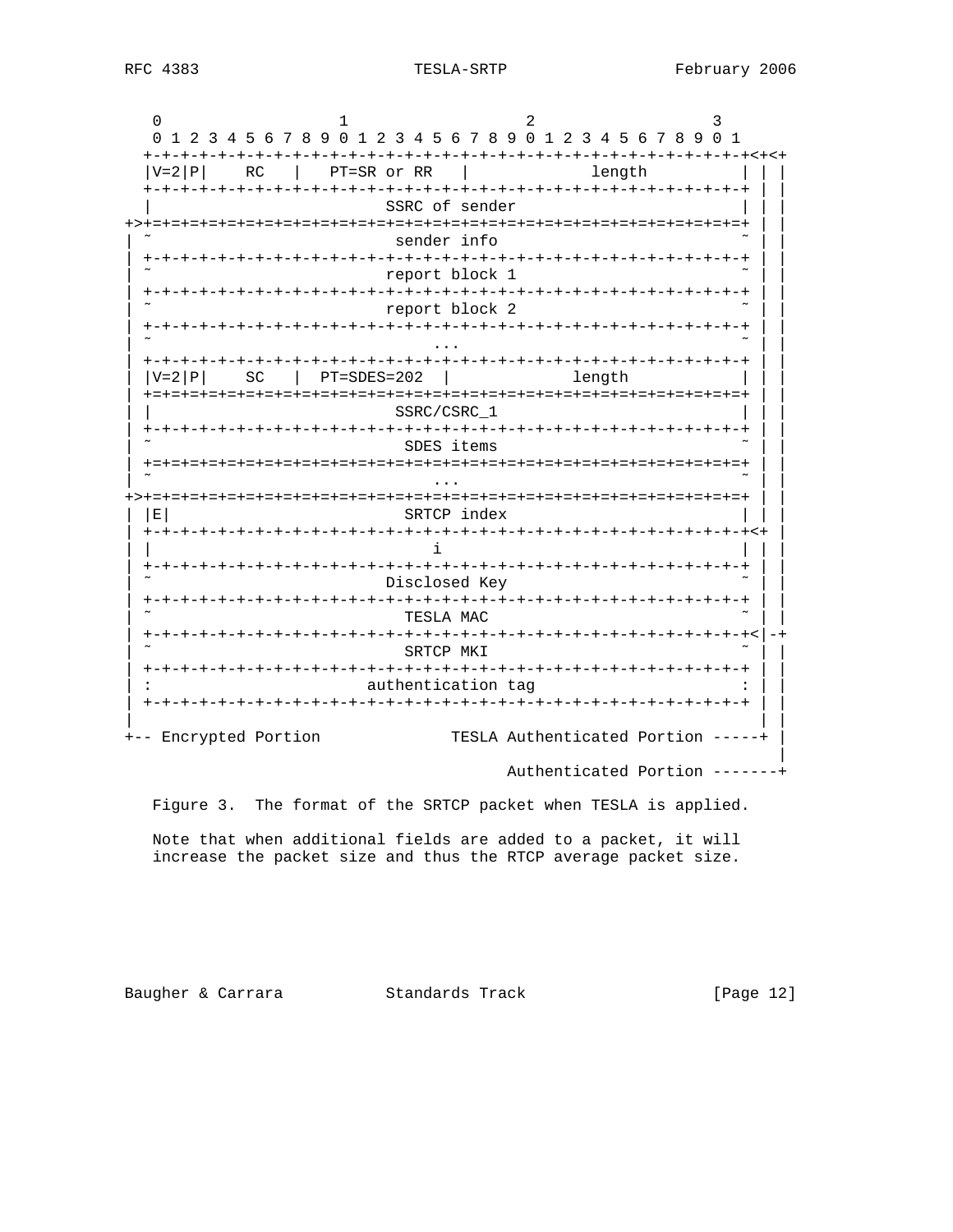```
    0                   1                   2                   3
    0 1 2 3 4 5 6 7 8 9 0 1 2 3 4 5 6 7 8 9 0 1 2 3 4 5 6 7 8 9 0 1
   +-+-+-+-+-+-+-+-+-+-+-+-+-+-+-+-+-+-+-+-+-+-+-+-+-+-+-+-+-+-+-+-+<+<+
   |V=2|P|    RC   |   PT=SR or RR   |             length          | | |
   +-+-+-+-+-+-+-+-+-+-+-+-+-+-+-+-+-+-+-+-+-+-+-+-+-+-+-+-+-+-+-+-+ | |
   |                         SSRC of sender                        | | |
+>+=+=+=+=+=+=+=+=+=+=+=+=+=+=+=+=+=+=+=+=+=+=+=+=+=+=+=+=+=+=+=+=+ | |
| ~                          sender info                          ~ | |
| +-+-+-+-+-+-+-+-+-+-+-+-+-+-+-+-+-+-+-+-+-+-+-+-+-+-+-+-+-+-+-+-+ | |
| ~                         report block 1                        ~ | |
| +-+-+-+-+-+-+-+-+-+-+-+-+-+-+-+-+-+-+-+-+-+-+-+-+-+-+-+-+-+-+-+-+ | |
| ~                         report block 2                        ~ | |
| +-+-+-+-+-+-+-+-+-+-+-+-+-+-+-+-+-+-+-+-+-+-+-+-+-+-+-+-+-+-+-+-+ | |
| ~                              ...                              ~ | |
| +-+-+-+-+-+-+-+-+-+-+-+-+-+-+-+-+-+-+-+-+-+-+-+-+-+-+-+-+-+-+-+-+ | |
| |V=2|P|    SC   |  PT=SDES=202  |             length            | | |
| +=+=+=+=+=+=+=+=+=+=+=+=+=+=+=+=+=+=+=+=+=+=+=+=+=+=+=+=+=+=+=+=+ | |
| |                          SSRC/CSRC_1                          | | |
| +-+-+-+-+-+-+-+-+-+-+-+-+-+-+-+-+-+-+-+-+-+-+-+-+-+-+-+-+-+-+-+-+ | |
| ~                           SDES items                          ~ | |
| +=+=+=+=+=+=+=+=+=+=+=+=+=+=+=+=+=+=+=+=+=+=+=+=+=+=+=+=+=+=+=+=+ | |
| ~                              ...                              ~ | |
+>+=+=+=+=+=+=+=+=+=+=+=+=+=+=+=+=+=+=+=+=+=+=+=+=+=+=+=+=+=+=+=+=+ | |
| |E|                          SRTCP index                        | | |
| +-+-+-+-+-+-+-+-+-+-+-+-+-+-+-+-+-+-+-+-+-+-+-+-+-+-+-+-+-+-+-+-+<+ |
| |                               i                               | | |
| +-+-+-+-+-+-+-+-+-+-+-+-+-+-+-+-+-+-+-+-+-+-+-+-+-+-+-+-+-+-+-+-+ | |
| ~                         Disclosed Key                         ~ | |
| +-+-+-+-+-+-+-+-+-+-+-+-+-+-+-+-+-+-+-+-+-+-+-+-+-+-+-+-+-+-+-+-+ | |
| ~                           TESLA MAC                           ~ | |
| +-+-+-+-+-+-+-+-+-+-+-+-+-+-+-+-+-+-+-+-+-+-+-+-+-+-+-+-+-+-+-+-+<|-+
| ~                           SRTCP MKI                           ~ | |
| +-+-+-+-+-+-+-+-+-+-+-+-+-+-+-+-+-+-+-+-+-+-+-+-+-+-+-+-+-+-+-+-+ | |
| :                       authentication tag                      : | |
| +-+-+-+-+-+-+-+-+-+-+-+-+-+-+-+-+-+-+-+-+-+-+-+-+-+-+-+-+-+-+-+-+ | |
|                                                                   | |
+-- Encrypted Portion             TESLA Authenticated Portion -----+ |
                                                                     |
                                        Authenticated Portion -------+
```

Figure 3. The format of the SRTCP packet when TESLA is applied.

Note that when additional fields are added to a packet, it will increase the packet size and thus the RTCP average packet size.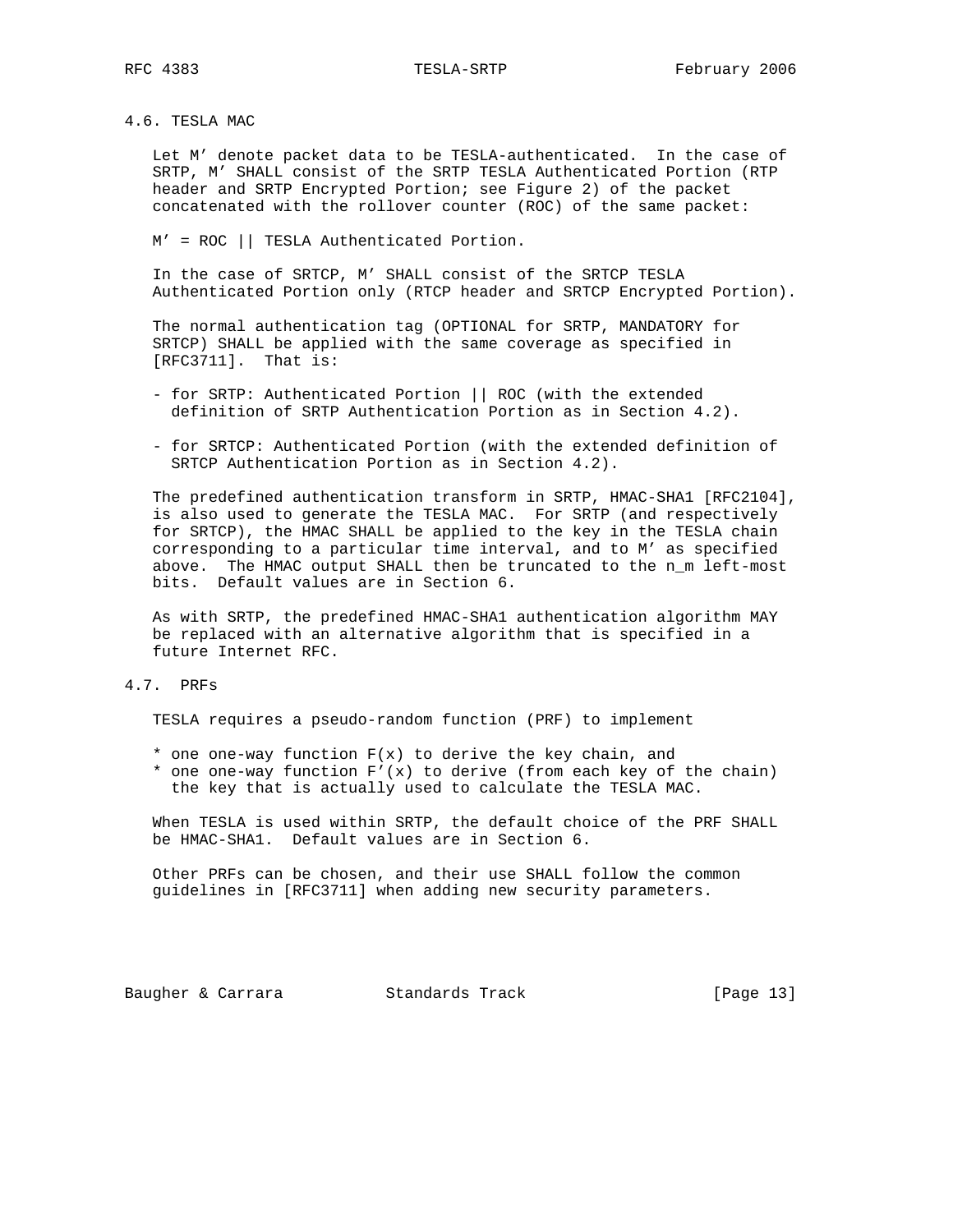## 4.6. TESLA MAC

Let M' denote packet data to be TESLA-authenticated. In the case of SRTP, M' SHALL consist of the SRTP TESLA Authenticated Portion (RTP header and SRTP Encrypted Portion; see Figure 2) of the packet concatenated with the rollover counter (ROC) of the same packet:

M' = ROC || TESLA Authenticated Portion.

In the case of SRTCP, M' SHALL consist of the SRTCP TESLA Authenticated Portion only (RTCP header and SRTCP Encrypted Portion).

The normal authentication tag (OPTIONAL for SRTP, MANDATORY for SRTCP) SHALL be applied with the same coverage as specified in [RFC3711]. That is:

- for SRTP: Authenticated Portion || ROC (with the extended definition of SRTP Authentication Portion as in Section 4.2).
- for SRTCP: Authenticated Portion (with the extended definition of SRTCP Authentication Portion as in Section 4.2).

The predefined authentication transform in SRTP, HMAC-SHA1 [RFC2104], is also used to generate the TESLA MAC. For SRTP (and respectively for SRTCP), the HMAC SHALL be applied to the key in the TESLA chain corresponding to a particular time interval, and to M' as specified above. The HMAC output SHALL then be truncated to the $n_m$ left-most bits. Default values are in Section 6.

As with SRTP, the predefined HMAC-SHA1 authentication algorithm MAY be replaced with an alternative algorithm that is specified in a future Internet RFC.

## 4.7. PRFs

TESLA requires a pseudo-random function (PRF) to implement

* one one-way function $F(x)$ to derive the key chain, and
* one one-way function $F'(x)$ to derive (from each key of the chain) the key that is actually used to calculate the TESLA MAC.

When TESLA is used within SRTP, the default choice of the PRF SHALL be HMAC-SHA1. Default values are in Section 6.

Other PRFs can be chosen, and their use SHALL follow the common guidelines in [RFC3711] when adding new security parameters.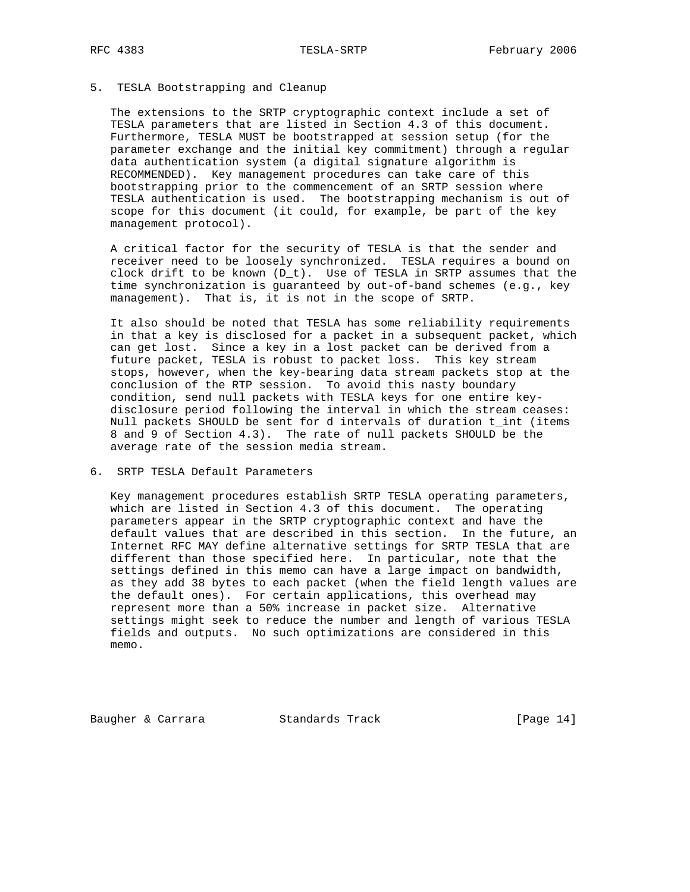## 5. TESLA Bootstrapping and Cleanup

The extensions to the SRTP cryptographic context include a set of TESLA parameters that are listed in Section 4.3 of this document. Furthermore, TESLA MUST be bootstrapped at session setup (for the parameter exchange and the initial key commitment) through a regular data authentication system (a digital signature algorithm is RECOMMENDED). Key management procedures can take care of this bootstrapping prior to the commencement of an SRTP session where TESLA authentication is used. The bootstrapping mechanism is out of scope for this document (it could, for example, be part of the key management protocol).

A critical factor for the security of TESLA is that the sender and receiver need to be loosely synchronized. TESLA requires a bound on clock drift to be known ($D_t$). Use of TESLA in SRTP assumes that the time synchronization is guaranteed by out-of-band schemes (e.g., key management). That is, it is not in the scope of SRTP.

It also should be noted that TESLA has some reliability requirements in that a key is disclosed for a packet in a subsequent packet, which can get lost. Since a key in a lost packet can be derived from a future packet, TESLA is robust to packet loss. This key stream stops, however, when the key-bearing data stream packets stop at the conclusion of the RTP session. To avoid this nasty boundary condition, send null packets with TESLA keys for one entire key-disclosure period following the interval in which the stream ceases: Null packets SHOULD be sent for d intervals of duration $t_{int}$ (items 8 and 9 of Section 4.3). The rate of null packets SHOULD be the average rate of the session media stream.

## 6. SRTP TESLA Default Parameters

Key management procedures establish SRTP TESLA operating parameters, which are listed in Section 4.3 of this document. The operating parameters appear in the SRTP cryptographic context and have the default values that are described in this section. In the future, an Internet RFC MAY define alternative settings for SRTP TESLA that are different than those specified here. In particular, note that the settings defined in this memo can have a large impact on bandwidth, as they add 38 bytes to each packet (when the field length values are the default ones). For certain applications, this overhead may represent more than a 50% increase in packet size. Alternative settings might seek to reduce the number and length of various TESLA fields and outputs. No such optimizations are considered in this memo.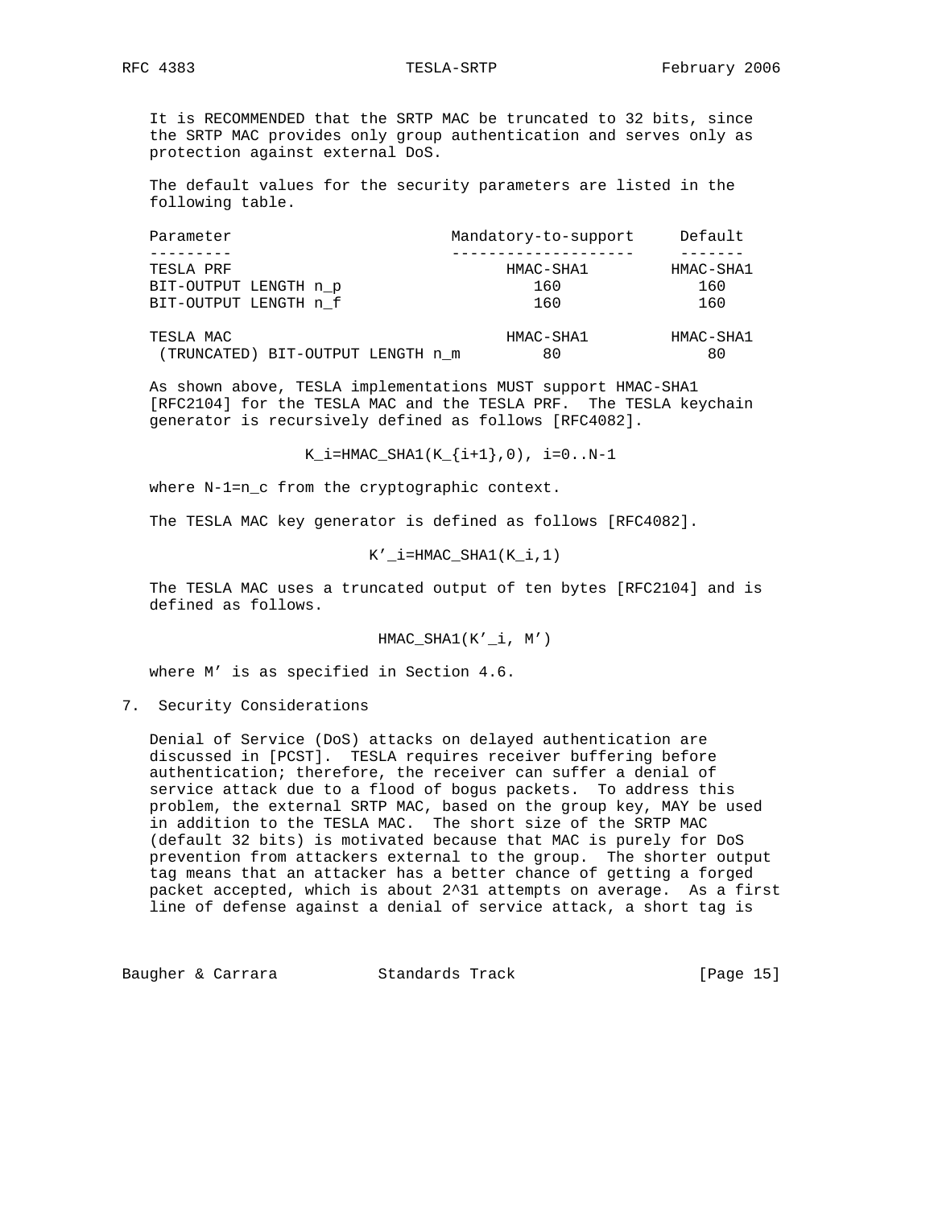It is RECOMMENDED that the SRTP MAC be truncated to 32 bits, since the SRTP MAC provides only group authentication and serves only as protection against external DoS.

The default values for the security parameters are listed in the following table.

| Parameter | Mandatory-to-support | Default |
|---|---|---|
| TESLA PRF | HMAC-SHA1 | HMAC-SHA1 |
| BIT-OUTPUT LENGTH $n_p$ | 160 | 160 |
| BIT-OUTPUT LENGTH $n_f$ | 160 | 160 |
| TESLA MAC | HMAC-SHA1 | HMAC-SHA1 |
| (TRUNCATED) BIT-OUTPUT LENGTH $n_m$ | 80 | 80 |

As shown above, TESLA implementations MUST support HMAC-SHA1 [RFC2104] for the TESLA MAC and the TESLA PRF. The TESLA keychain generator is recursively defined as follows [RFC4082].

$$K_i = HMAC\_SHA1(K_{i+1}, 0), \quad i = 0..N-1$$

where $N-1 = n_c$ from the cryptographic context.

The TESLA MAC key generator is defined as follows [RFC4082].

$$K'_i = HMAC\_SHA1(K_i, 1)$$

The TESLA MAC uses a truncated output of ten bytes [RFC2104] and is defined as follows.

$$HMAC\_SHA1(K'_i, M')$$

where M' is as specified in Section 4.6.

## 7. Security Considerations

Denial of Service (DoS) attacks on delayed authentication are discussed in [PCST]. TESLA requires receiver buffering before authentication; therefore, the receiver can suffer a denial of service attack due to a flood of bogus packets. To address this problem, the external SRTP MAC, based on the group key, MAY be used in addition to the TESLA MAC. The short size of the SRTP MAC (default 32 bits) is motivated because that MAC is purely for DoS prevention from attackers external to the group. The shorter output tag means that an attacker has a better chance of getting a forged packet accepted, which is about $2^{31}$ attempts on average. As a first line of defense against a denial of service attack, a short tag is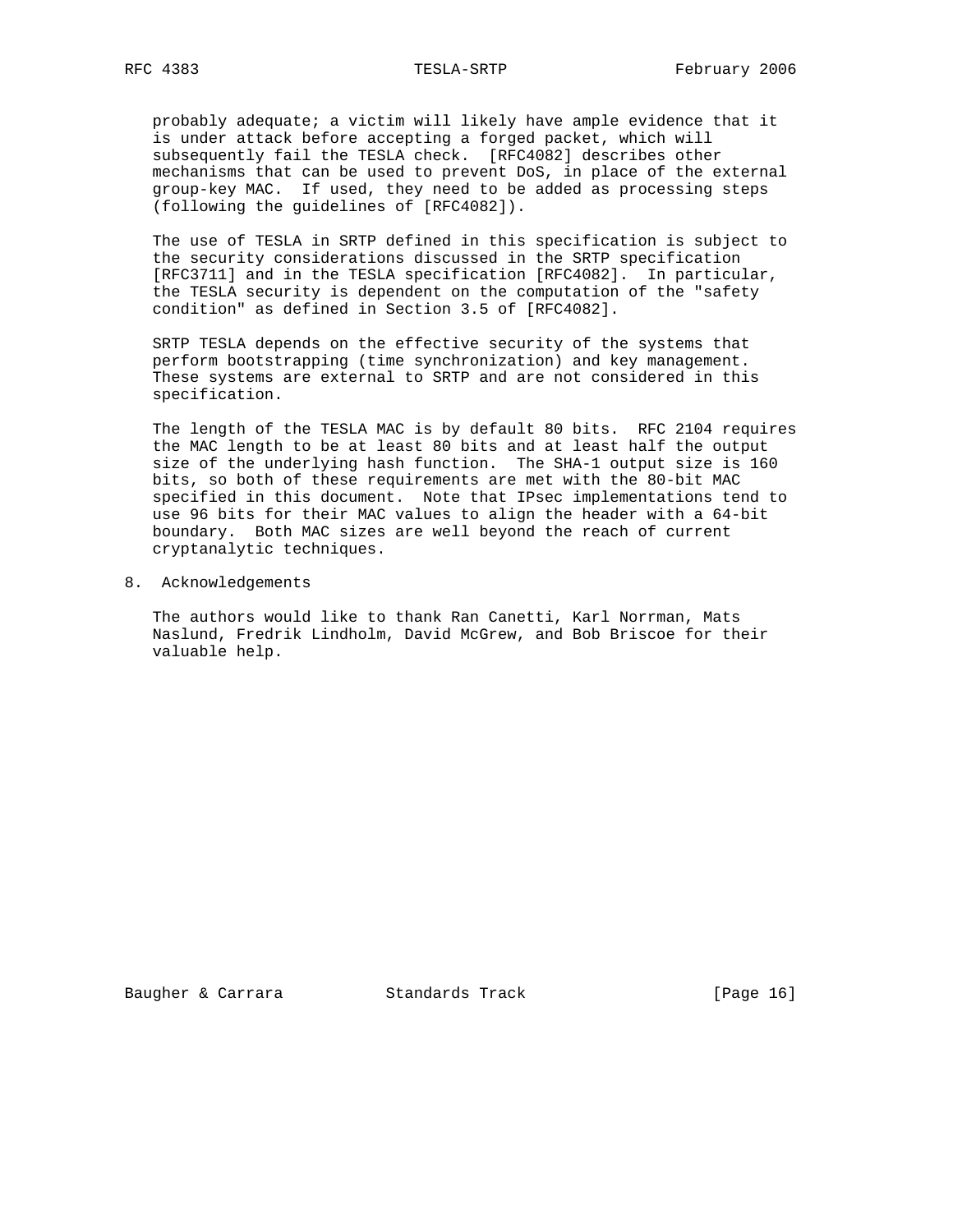probably adequate; a victim will likely have ample evidence that it is under attack before accepting a forged packet, which will subsequently fail the TESLA check. [RFC4082] describes other mechanisms that can be used to prevent DoS, in place of the external group-key MAC. If used, they need to be added as processing steps (following the guidelines of [RFC4082]).

The use of TESLA in SRTP defined in this specification is subject to the security considerations discussed in the SRTP specification [RFC3711] and in the TESLA specification [RFC4082]. In particular, the TESLA security is dependent on the computation of the "safety condition" as defined in Section 3.5 of [RFC4082].

SRTP TESLA depends on the effective security of the systems that perform bootstrapping (time synchronization) and key management. These systems are external to SRTP and are not considered in this specification.

The length of the TESLA MAC is by default 80 bits. RFC 2104 requires the MAC length to be at least 80 bits and at least half the output size of the underlying hash function. The SHA-1 output size is 160 bits, so both of these requirements are met with the 80-bit MAC specified in this document. Note that IPsec implementations tend to use 96 bits for their MAC values to align the header with a 64-bit boundary. Both MAC sizes are well beyond the reach of current cryptanalytic techniques.

## 8. Acknowledgements

The authors would like to thank Ran Canetti, Karl Norrman, Mats Naslund, Fredrik Lindholm, David McGrew, and Bob Briscoe for their valuable help.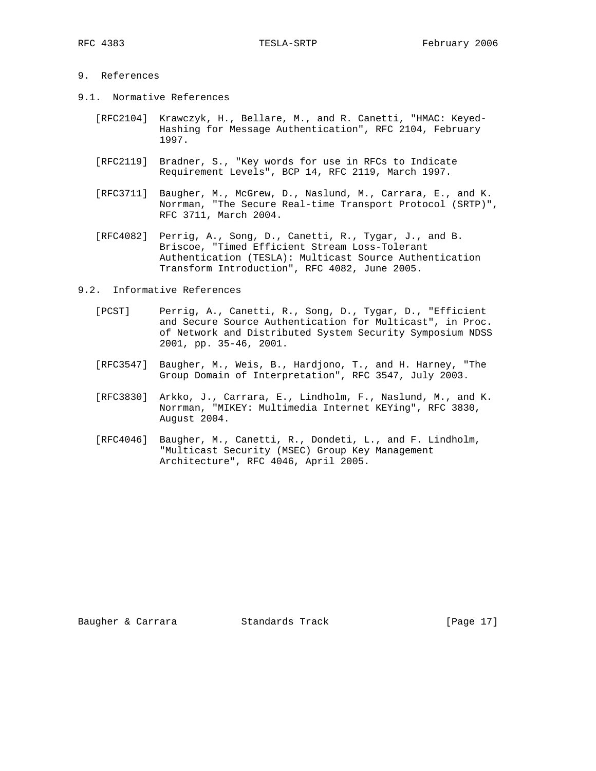# 9. References

## 9.1. Normative References

[RFC2104] Krawczyk, H., Bellare, M., and R. Canetti, "HMAC: Keyed-Hashing for Message Authentication", RFC 2104, February 1997.

[RFC2119] Bradner, S., "Key words for use in RFCs to Indicate Requirement Levels", BCP 14, RFC 2119, March 1997.

[RFC3711] Baugher, M., McGrew, D., Naslund, M., Carrara, E., and K. Norrman, "The Secure Real-time Transport Protocol (SRTP)", RFC 3711, March 2004.

[RFC4082] Perrig, A., Song, D., Canetti, R., Tygar, J., and B. Briscoe, "Timed Efficient Stream Loss-Tolerant Authentication (TESLA): Multicast Source Authentication Transform Introduction", RFC 4082, June 2005.

## 9.2. Informative References

[PCST] Perrig, A., Canetti, R., Song, D., Tygar, D., "Efficient and Secure Source Authentication for Multicast", in Proc. of Network and Distributed System Security Symposium NDSS 2001, pp. 35-46, 2001.

[RFC3547] Baugher, M., Weis, B., Hardjono, T., and H. Harney, "The Group Domain of Interpretation", RFC 3547, July 2003.

[RFC3830] Arkko, J., Carrara, E., Lindholm, F., Naslund, M., and K. Norrman, "MIKEY: Multimedia Internet KEYing", RFC 3830, August 2004.

[RFC4046] Baugher, M., Canetti, R., Dondeti, L., and F. Lindholm, "Multicast Security (MSEC) Group Key Management Architecture", RFC 4046, April 2005.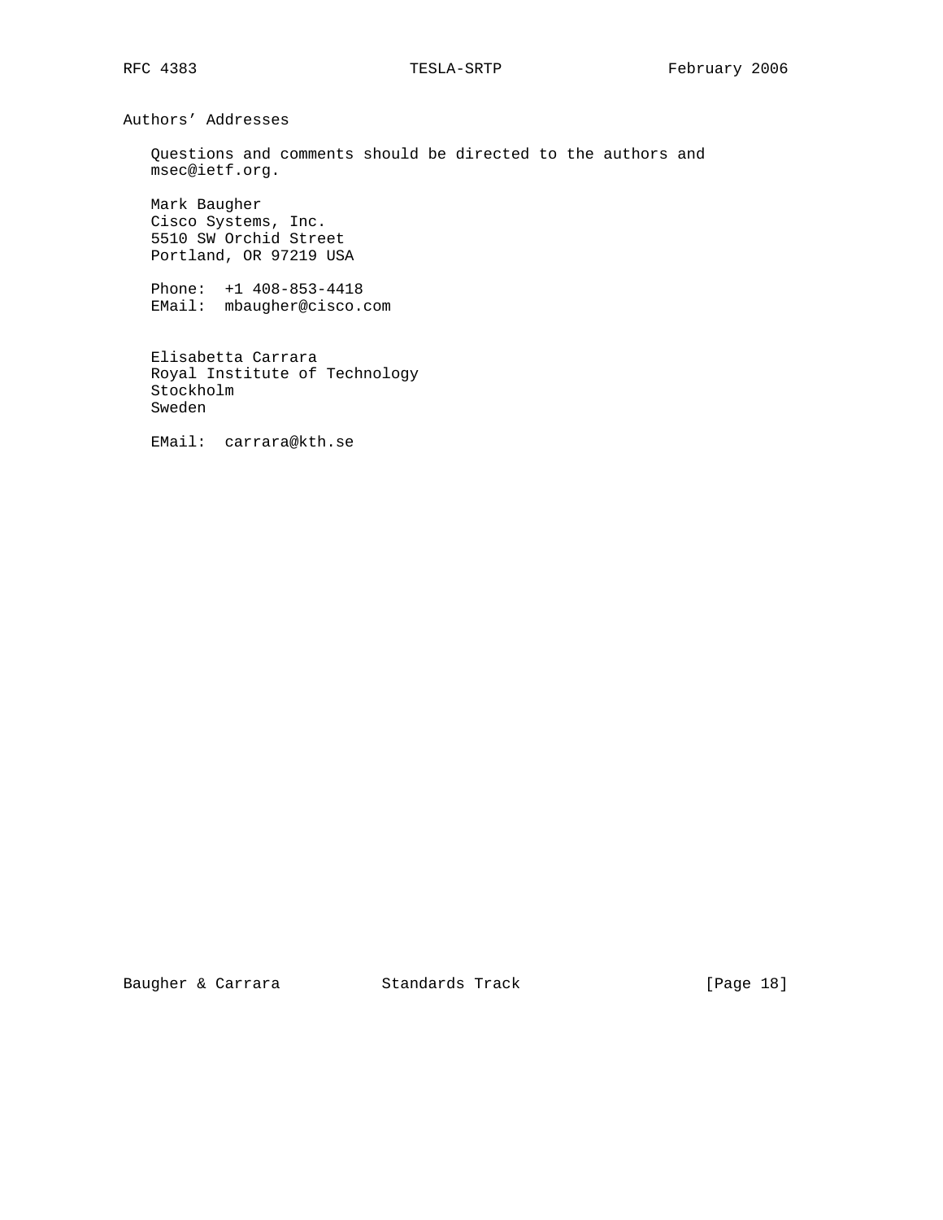# Authors' Addresses

Questions and comments should be directed to the authors and msec@ietf.org.

Mark Baugher
Cisco Systems, Inc.
5510 SW Orchid Street
Portland, OR 97219 USA

Phone: +1 408-853-4418
EMail: mbaugher@cisco.com

Elisabetta Carrara
Royal Institute of Technology
Stockholm
Sweden

EMail: carrara@kth.se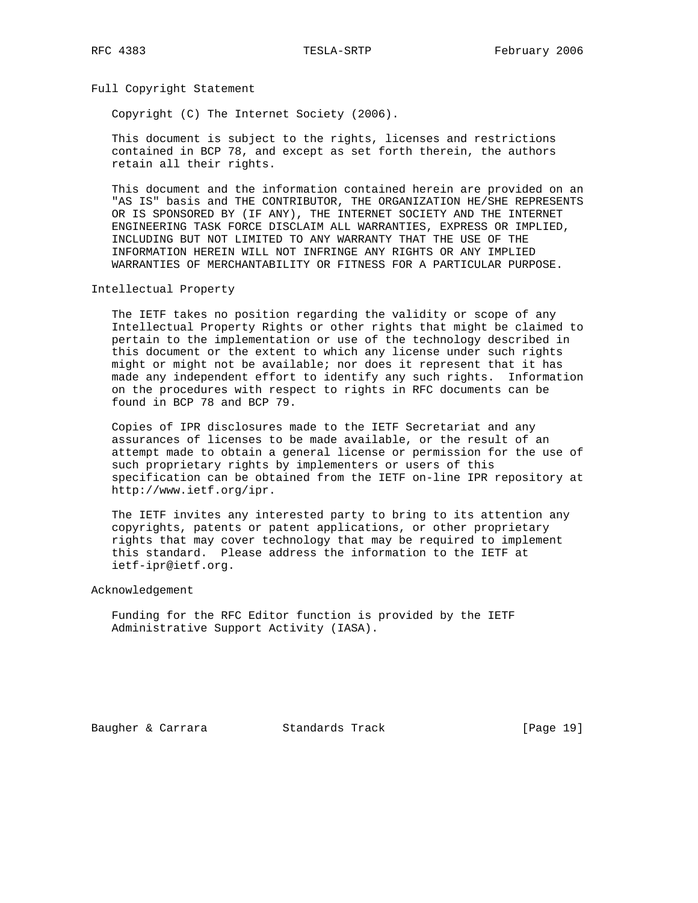## Full Copyright Statement

Copyright (C) The Internet Society (2006).

This document is subject to the rights, licenses and restrictions contained in BCP 78, and except as set forth therein, the authors retain all their rights.

This document and the information contained herein are provided on an "AS IS" basis and THE CONTRIBUTOR, THE ORGANIZATION HE/SHE REPRESENTS OR IS SPONSORED BY (IF ANY), THE INTERNET SOCIETY AND THE INTERNET ENGINEERING TASK FORCE DISCLAIM ALL WARRANTIES, EXPRESS OR IMPLIED, INCLUDING BUT NOT LIMITED TO ANY WARRANTY THAT THE USE OF THE INFORMATION HEREIN WILL NOT INFRINGE ANY RIGHTS OR ANY IMPLIED WARRANTIES OF MERCHANTABILITY OR FITNESS FOR A PARTICULAR PURPOSE.

## Intellectual Property

The IETF takes no position regarding the validity or scope of any Intellectual Property Rights or other rights that might be claimed to pertain to the implementation or use of the technology described in this document or the extent to which any license under such rights might or might not be available; nor does it represent that it has made any independent effort to identify any such rights. Information on the procedures with respect to rights in RFC documents can be found in BCP 78 and BCP 79.

Copies of IPR disclosures made to the IETF Secretariat and any assurances of licenses to be made available, or the result of an attempt made to obtain a general license or permission for the use of such proprietary rights by implementers or users of this specification can be obtained from the IETF on-line IPR repository at http://www.ietf.org/ipr.

The IETF invites any interested party to bring to its attention any copyrights, patents or patent applications, or other proprietary rights that may cover technology that may be required to implement this standard. Please address the information to the IETF at ietf-ipr@ietf.org.

## Acknowledgement

Funding for the RFC Editor function is provided by the IETF Administrative Support Activity (IASA).